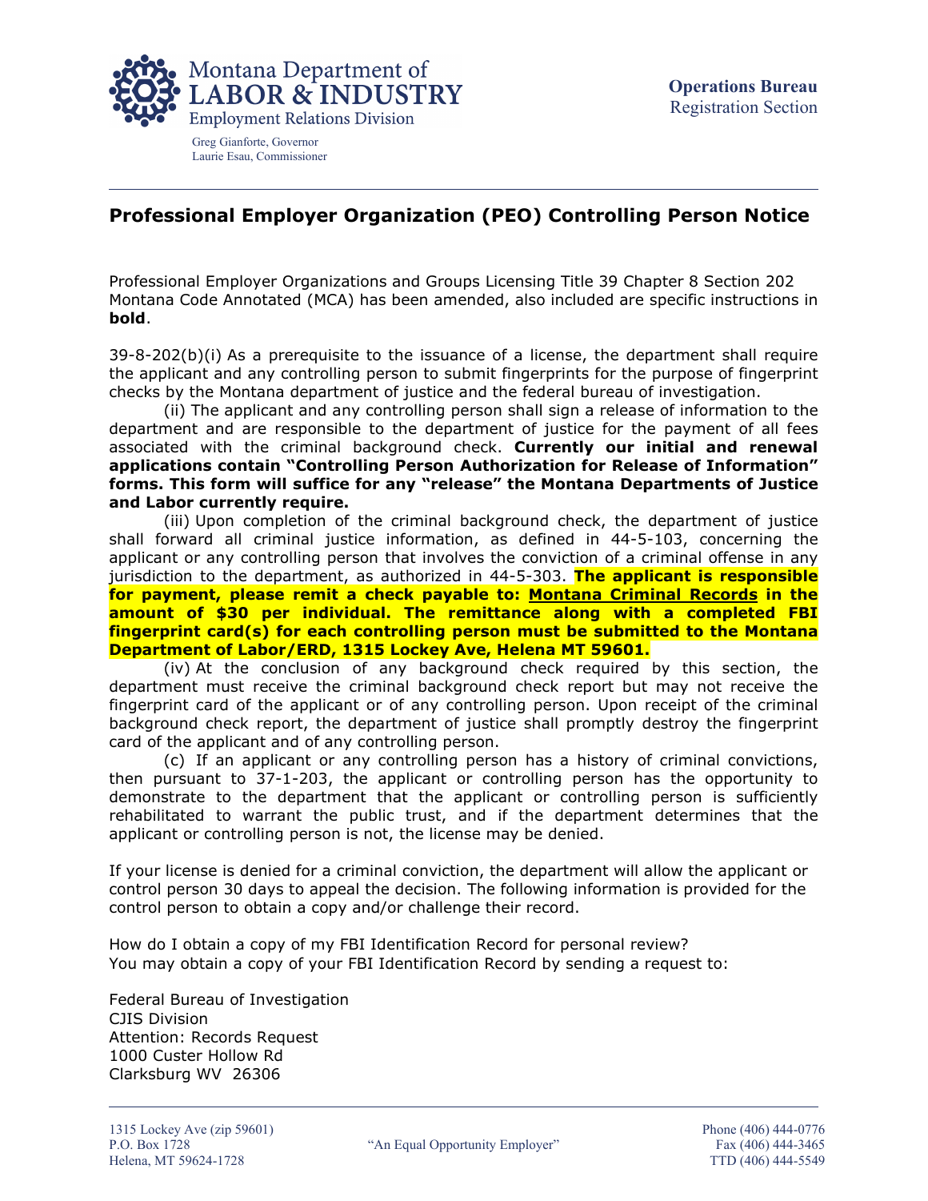Montana Department of
LABOR & INDUSTRY
Employment Relations Division

Greg Gianforte, Governor
Laurie Esau, Commissioner

**Operations Bureau**
Registration Section

## Professional Employer Organization (PEO) Controlling Person Notice

Professional Employer Organizations and Groups Licensing Title 39 Chapter 8 Section 202 Montana Code Annotated (MCA) has been amended, also included are specific instructions in **bold**.

39-8-202(b)(i) As a prerequisite to the issuance of a license, the department shall require the applicant and any controlling person to submit fingerprints for the purpose of fingerprint checks by the Montana department of justice and the federal bureau of investigation.

(ii) The applicant and any controlling person shall sign a release of information to the department and are responsible to the department of justice for the payment of all fees associated with the criminal background check. **Currently our initial and renewal applications contain "Controlling Person Authorization for Release of Information" forms. This form will suffice for any "release" the Montana Departments of Justice and Labor currently require.**

(iii) Upon completion of the criminal background check, the department of justice shall forward all criminal justice information, as defined in 44-5-103, concerning the applicant or any controlling person that involves the conviction of a criminal offense in any jurisdiction to the department, as authorized in 44-5-303. **The applicant is responsible for payment, please remit a check payable to: <u>Montana Criminal Records</u> in the amount of $30 per individual. The remittance along with a completed FBI fingerprint card(s) for each controlling person must be submitted to the Montana Department of Labor/ERD, 1315 Lockey Ave, Helena MT 59601.**

(iv) At the conclusion of any background check required by this section, the department must receive the criminal background check report but may not receive the fingerprint card of the applicant or of any controlling person. Upon receipt of the criminal background check report, the department of justice shall promptly destroy the fingerprint card of the applicant and of any controlling person.

(c) If an applicant or any controlling person has a history of criminal convictions, then pursuant to 37-1-203, the applicant or controlling person has the opportunity to demonstrate to the department that the applicant or controlling person is sufficiently rehabilitated to warrant the public trust, and if the department determines that the applicant or controlling person is not, the license may be denied.

If your license is denied for a criminal conviction, the department will allow the applicant or control person 30 days to appeal the decision. The following information is provided for the control person to obtain a copy and/or challenge their record.

How do I obtain a copy of my FBI Identification Record for personal review?
You may obtain a copy of your FBI Identification Record by sending a request to:

Federal Bureau of Investigation
CJIS Division
Attention: Records Request
1000 Custer Hollow Rd
Clarksburg WV 26306

1315 Lockey Ave (zip 59601)
P.O. Box 1728
Helena, MT 59624-1728

"An Equal Opportunity Employer"

Phone (406) 444-0776
Fax (406) 444-3465
TTD (406) 444-5549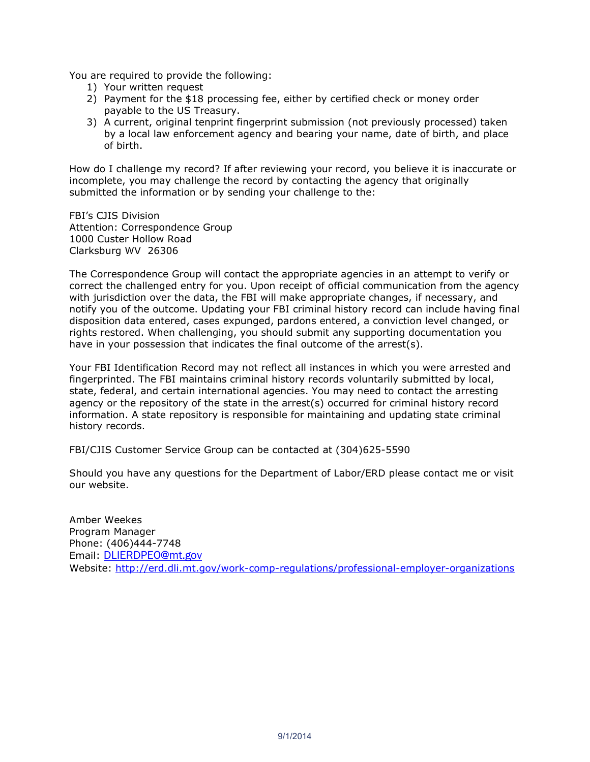You are required to provide the following:

1) Your written request
2) Payment for the $18 processing fee, either by certified check or money order payable to the US Treasury.
3) A current, original tenprint fingerprint submission (not previously processed) taken by a local law enforcement agency and bearing your name, date of birth, and place of birth.

How do I challenge my record? If after reviewing your record, you believe it is inaccurate or incomplete, you may challenge the record by contacting the agency that originally submitted the information or by sending your challenge to the:

FBI's CJIS Division
Attention: Correspondence Group
1000 Custer Hollow Road
Clarksburg WV 26306

The Correspondence Group will contact the appropriate agencies in an attempt to verify or correct the challenged entry for you. Upon receipt of official communication from the agency with jurisdiction over the data, the FBI will make appropriate changes, if necessary, and notify you of the outcome. Updating your FBI criminal history record can include having final disposition data entered, cases expunged, pardons entered, a conviction level changed, or rights restored. When challenging, you should submit any supporting documentation you have in your possession that indicates the final outcome of the arrest(s).

Your FBI Identification Record may not reflect all instances in which you were arrested and fingerprinted. The FBI maintains criminal history records voluntarily submitted by local, state, federal, and certain international agencies. You may need to contact the arresting agency or the repository of the state in the arrest(s) occurred for criminal history record information. A state repository is responsible for maintaining and updating state criminal history records.

FBI/CJIS Customer Service Group can be contacted at (304)625-5590

Should you have any questions for the Department of Labor/ERD please contact me or visit our website.

Amber Weekes
Program Manager
Phone: (406)444-7748
Email: DLIERDPEO@mt.gov
Website: http://erd.dli.mt.gov/work-comp-regulations/professional-employer-organizations

9/1/2014